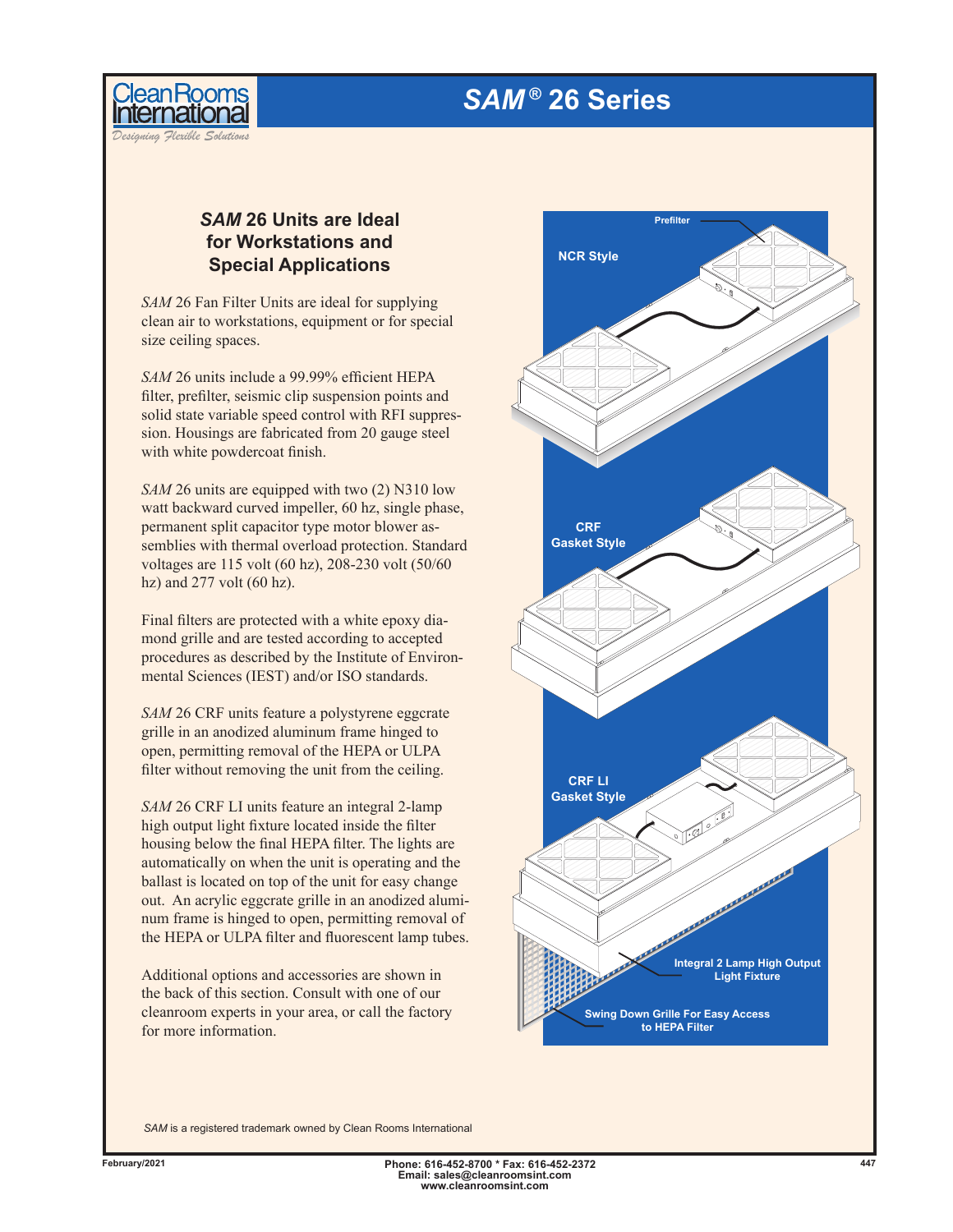# *SAM*® 26 Series

## *SAM* 26 Units are Ideal for Workstations and Special Applications

*SAM* 26 Fan Filter Units are ideal for supplying clean air to workstations, equipment or for special size ceiling spaces.

*SAM* 26 units include a 99.99% efficient HEPA filter, prefilter, seismic clip suspension points and solid state variable speed control with RFI suppression. Housings are fabricated from 20 gauge steel with white powdercoat finish.

*SAM* 26 units are equipped with two (2) N310 low watt backward curved impeller, 60 hz, single phase, permanent split capacitor type motor blower assemblies with thermal overload protection. Standard voltages are 115 volt (60 hz), 208-230 volt (50/60 hz) and 277 volt (60 hz).

Final filters are protected with a white epoxy diamond grille and are tested according to accepted procedures as described by the Institute of Environmental Sciences (IEST) and/or ISO standards.

*SAM* 26 CRF units feature a polystyrene eggcrate grille in an anodized aluminum frame hinged to open, permitting removal of the HEPA or ULPA filter without removing the unit from the ceiling.

*SAM* 26 CRF LI units feature an integral 2-lamp high output light fixture located inside the filter housing below the final HEPA filter. The lights are automatically on when the unit is operating and the ballast is located on top of the unit for easy change out. An acrylic eggcrate grille in an anodized aluminum frame is hinged to open, permitting removal of the HEPA or ULPA filter and fluorescent lamp tubes.

Additional options and accessories are shown in the back of this section. Consult with one of our cleanroom experts in your area, or call the factory for more information.

Prefilter

NCR Style

CRF Gasket Style

CRF LI Gasket Style

Integral 2 Lamp High Output Light Fixture

Swing Down Grille For Easy Access to HEPA Filter

*SAM* is a registered trademark owned by Clean Rooms International

February/2021

Phone: 616-452-8700 * Fax: 616-452-2372
Email: sales@cleanroomsint.com
www.cleanroomsint.com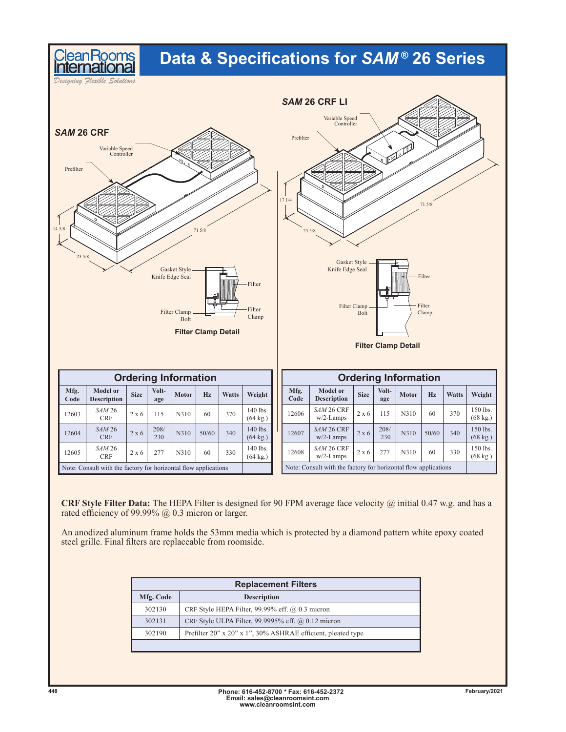# Data & Specifications for *SAM*® 26 Series

## *SAM* 26 CRF

Variable Speed Controller

Prefilter

14 5/8

23 5/8

71 5/8

Gasket Style Knife Edge Seal

Filter

Filter Clamp Bolt

Filter Clamp

**Filter Clamp Detail**

## *SAM* 26 CRF LI

Variable Speed Controller

Prefilter

17 1/4

23 5/8

71 5/8

Gasket Style Knife Edge Seal

Filter

Filter Clamp Bolt

Filter Clamp

**Filter Clamp Detail**

### Ordering Information

| Mfg. Code | Model or Description | Size | Voltage | Motor | Hz | Watts | Weight |
|---|---|---|---|---|---|---|---|
| 12603 | *SAM* 26 CRF | 2 x 6 | 115 | N310 | 60 | 370 | 140 lbs. (64 kg.) |
| 12604 | *SAM* 26 CRF | 2 x 6 | 208/230 | N310 | 50/60 | 340 | 140 lbs. (64 kg.) |
| 12605 | *SAM* 26 CRF | 2 x 6 | 277 | N310 | 60 | 330 | 140 lbs. (64 kg.) |
| Note: Consult with the factory for horizontal flow applications | | | | | | | |

### Ordering Information

| Mfg. Code | Model or Description | Size | Voltage | Motor | Hz | Watts | Weight |
|---|---|---|---|---|---|---|---|
| 12606 | *SAM* 26 CRF w/2-Lamps | 2 x 6 | 115 | N310 | 60 | 370 | 150 lbs. (68 kg.) |
| 12607 | *SAM* 26 CRF w/2-Lamps | 2 x 6 | 208/230 | N310 | 50/60 | 340 | 150 lbs. (68 kg.) |
| 12608 | *SAM* 26 CRF w/2-Lamps | 2 x 6 | 277 | N310 | 60 | 330 | 150 lbs. (68 kg.) |
| Note: Consult with the factory for horizontal flow applications | | | | | | | |

**CRF Style Filter Data:** The HEPA Filter is designed for 90 FPM average face velocity @ initial 0.47 w.g. and has a rated efficiency of 99.99% @ 0.3 micron or larger.

An anodized aluminum frame holds the 53mm media which is protected by a diamond pattern white epoxy coated steel grille. Final filters are replaceable from roomside.

### Replacement Filters

| Mfg. Code | Description |
|---|---|
| 302130 | CRF Style HEPA Filter, 99.99% eff. @ 0.3 micron |
| 302131 | CRF Style ULPA Filter, 99.9995% eff. @ 0.12 micron |
| 302190 | Prefilter 20" x 20" x 1", 30% ASHRAE efficient, pleated type |

Phone: 616-452-8700 * Fax: 616-452-2372
Email: sales@cleanroomsint.com
www.cleanroomsint.com

February/2021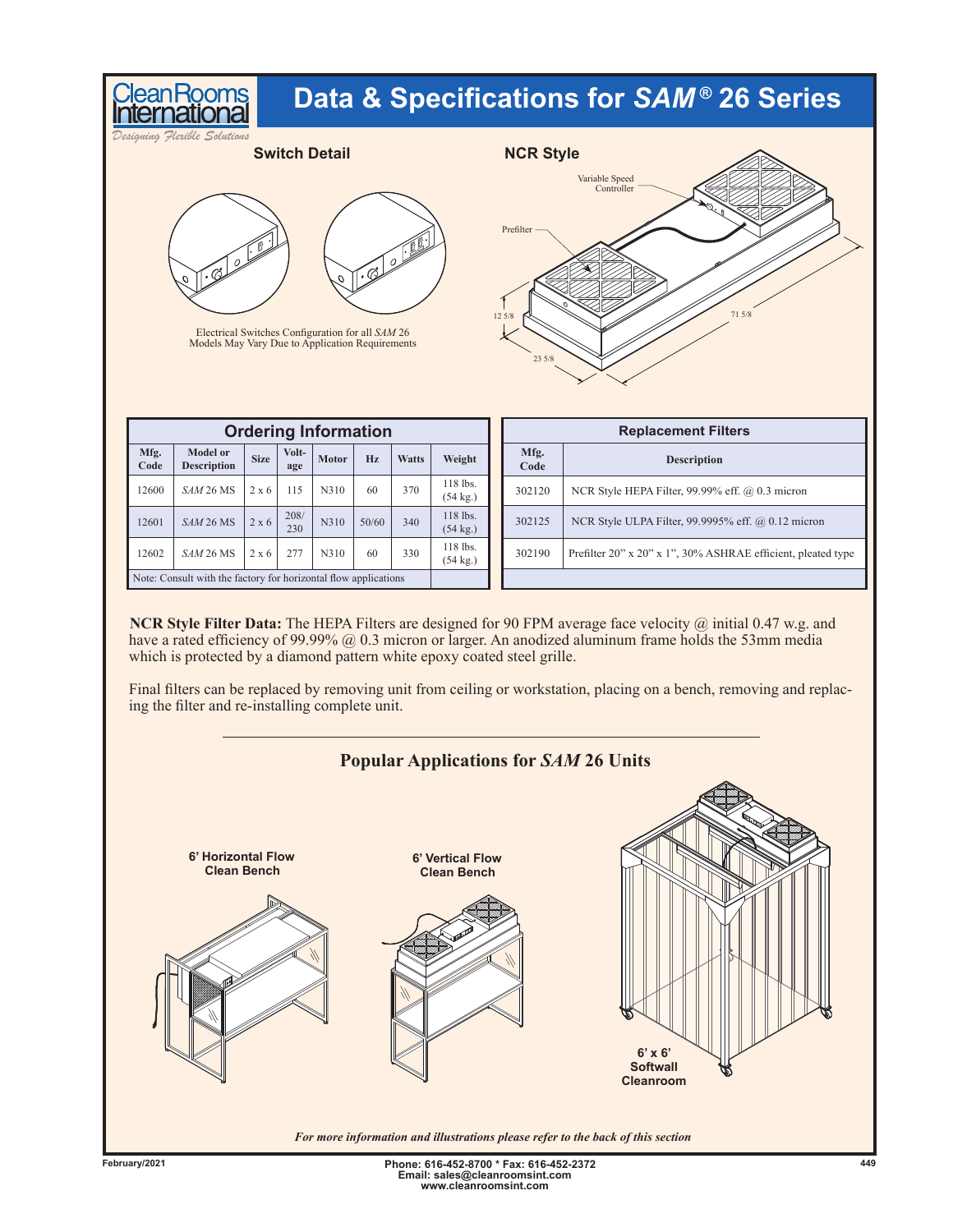# Data & Specifications for *SAM*® 26 Series

## Switch Detail

Electrical Switches Configuration for all *SAM* 26 Models May Vary Due to Application Requirements

## NCR Style

Variable Speed Controller

Prefilter

12 5/8

71 5/8

23 5/8

## Ordering Information

| Mfg. Code | Model or Description | Size | Volt-age | Motor | Hz | Watts | Weight |
|---|---|---|---|---|---|---|---|
| 12600 | *SAM* 26 MS | 2 x 6 | 115 | N310 | 60 | 370 | 118 lbs. (54 kg.) |
| 12601 | *SAM* 26 MS | 2 x 6 | 208/230 | N310 | 50/60 | 340 | 118 lbs. (54 kg.) |
| 12602 | *SAM* 26 MS | 2 x 6 | 277 | N310 | 60 | 330 | 118 lbs. (54 kg.) |
| Note: Consult with the factory for horizontal flow applications | | | | | | | |

## Replacement Filters

| Mfg. Code | Description |
|---|---|
| 302120 | NCR Style HEPA Filter, 99.99% eff. @ 0.3 micron |
| 302125 | NCR Style ULPA Filter, 99.9995% eff. @ 0.12 micron |
| 302190 | Prefilter 20" x 20" x 1", 30% ASHRAE efficient, pleated type |

**NCR Style Filter Data:** The HEPA Filters are designed for 90 FPM average face velocity @ initial 0.47 w.g. and have a rated efficiency of 99.99% @ 0.3 micron or larger. An anodized aluminum frame holds the 53mm media which is protected by a diamond pattern white epoxy coated steel grille.

Final filters can be replaced by removing unit from ceiling or workstation, placing on a bench, removing and replacing the filter and re-installing complete unit.

## Popular Applications for *SAM* 26 Units

**6' Horizontal Flow Clean Bench**

**6' Vertical Flow Clean Bench**

**6' x 6' Softwall Cleanroom**

*For more information and illustrations please refer to the back of this section*

February/2021

Phone: 616-452-8700 * Fax: 616-452-2372
Email: sales@cleanroomsint.com
www.cleanroomsint.com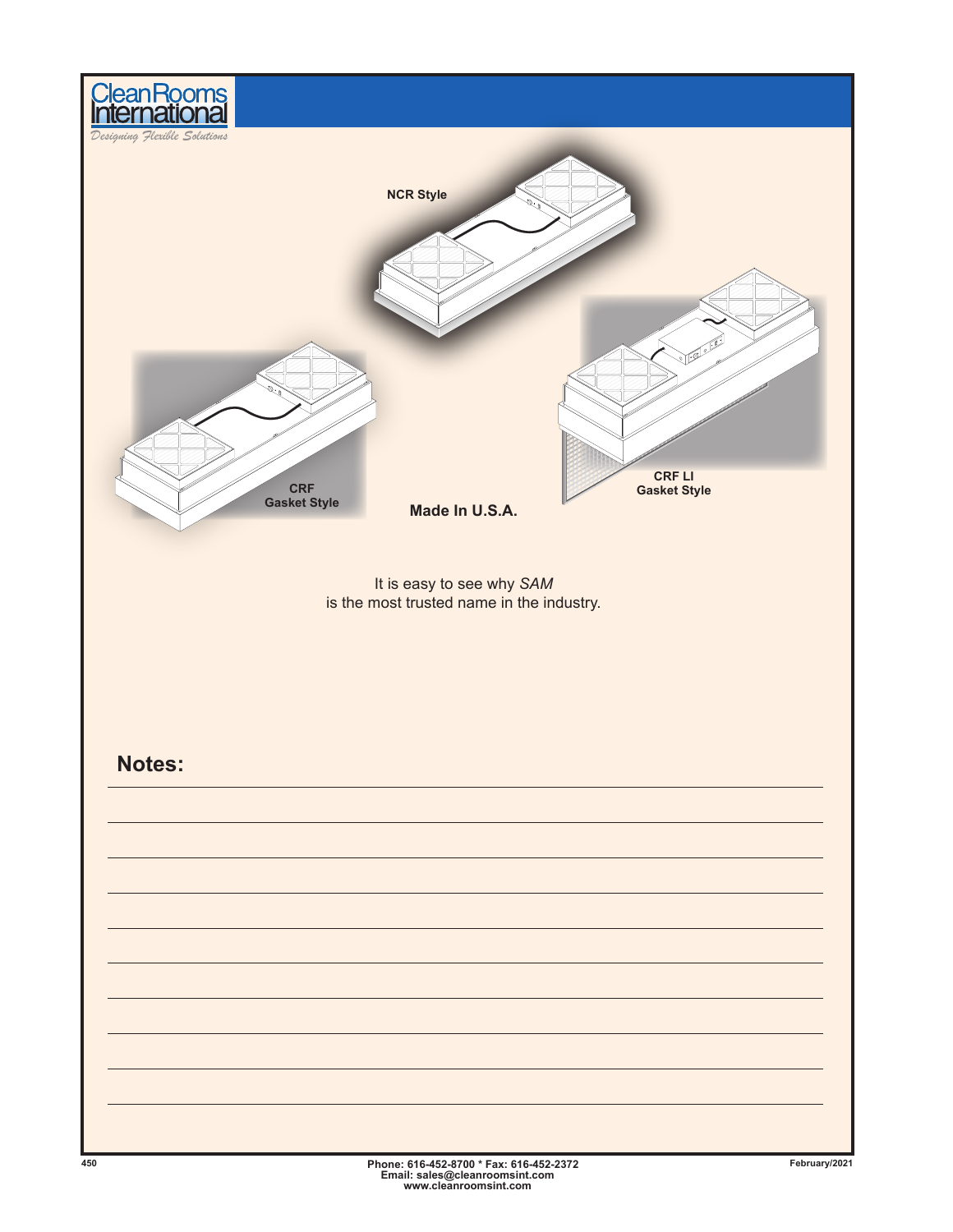CleanRooms International

*Designing Flexible Solutions*

NCR Style

CRF
Gasket Style

CRF LI
Gasket Style

**Made In U.S.A.**

It is easy to see why *SAM*
is the most trusted name in the industry.

## Notes:

**Phone: 616-452-8700 * Fax: 616-452-2372**
**Email: sales@cleanroomsint.com**
**www.cleanroomsint.com**

February/2021